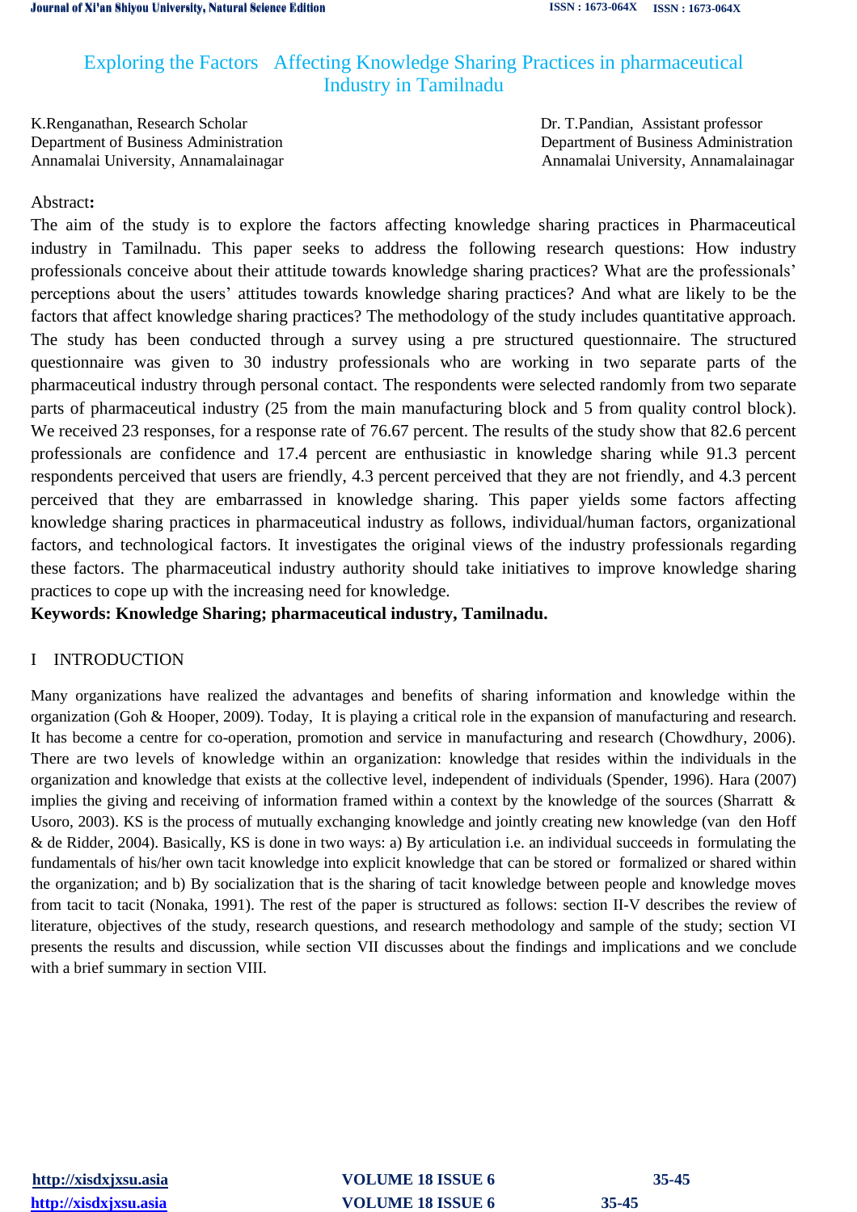# Exploring the Factors Affecting Knowledge Sharing Practices in pharmaceutical Industry in Tamilnadu

K.Renganathan, Research Scholar
Department of Business Administration
Annamalai University, Annamalainagar

Dr. T.Pandian, Assistant professor
Department of Business Administration
Annamalai University, Annamalainagar

**Abstract:**

The aim of the study is to explore the factors affecting knowledge sharing practices in Pharmaceutical industry in Tamilnadu. This paper seeks to address the following research questions: How industry professionals conceive about their attitude towards knowledge sharing practices? What are the professionals' perceptions about the users' attitudes towards knowledge sharing practices? And what are likely to be the factors that affect knowledge sharing practices? The methodology of the study includes quantitative approach. The study has been conducted through a survey using a pre structured questionnaire. The structured questionnaire was given to 30 industry professionals who are working in two separate parts of the pharmaceutical industry through personal contact. The respondents were selected randomly from two separate parts of pharmaceutical industry (25 from the main manufacturing block and 5 from quality control block). We received 23 responses, for a response rate of 76.67 percent. The results of the study show that 82.6 percent professionals are confidence and 17.4 percent are enthusiastic in knowledge sharing while 91.3 percent respondents perceived that users are friendly, 4.3 percent perceived that they are not friendly, and 4.3 percent perceived that they are embarrassed in knowledge sharing. This paper yields some factors affecting knowledge sharing practices in pharmaceutical industry as follows, individual/human factors, organizational factors, and technological factors. It investigates the original views of the industry professionals regarding these factors. The pharmaceutical industry authority should take initiatives to improve knowledge sharing practices to cope up with the increasing need for knowledge.

**Keywords: Knowledge Sharing; pharmaceutical industry, Tamilnadu.**

## I INTRODUCTION

Many organizations have realized the advantages and benefits of sharing information and knowledge within the organization (Goh & Hooper, 2009). Today, It is playing a critical role in the expansion of manufacturing and research. It has become a centre for co-operation, promotion and service in manufacturing and research (Chowdhury, 2006). There are two levels of knowledge within an organization: knowledge that resides within the individuals in the organization and knowledge that exists at the collective level, independent of individuals (Spender, 1996). Hara (2007) implies the giving and receiving of information framed within a context by the knowledge of the sources (Sharratt & Usoro, 2003). KS is the process of mutually exchanging knowledge and jointly creating new knowledge (van den Hoff & de Ridder, 2004). Basically, KS is done in two ways: a) By articulation i.e. an individual succeeds in formulating the fundamentals of his/her own tacit knowledge into explicit knowledge that can be stored or formalized or shared within the organization; and b) By socialization that is the sharing of tacit knowledge between people and knowledge moves from tacit to tacit (Nonaka, 1991). The rest of the paper is structured as follows: section II-V describes the review of literature, objectives of the study, research questions, and research methodology and sample of the study; section VI presents the results and discussion, while section VII discusses about the findings and implications and we conclude with a brief summary in section VIII.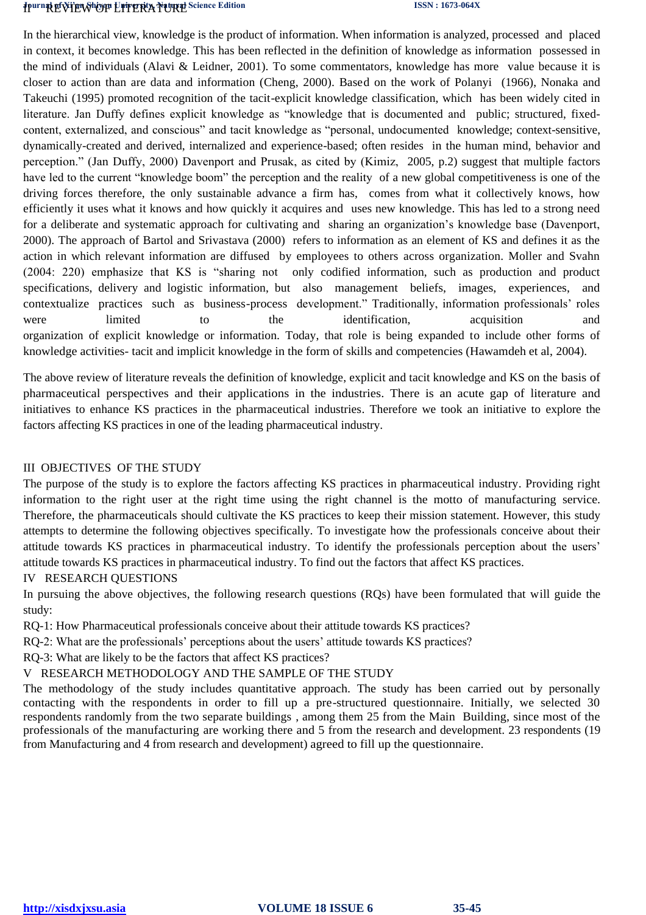## II REVIEW OF LITERATURE

In the hierarchical view, knowledge is the product of information. When information is analyzed, processed and placed in context, it becomes knowledge. This has been reflected in the definition of knowledge as information possessed in the mind of individuals (Alavi & Leidner, 2001). To some commentators, knowledge has more value because it is closer to action than are data and information (Cheng, 2000). Based on the work of Polanyi (1966), Nonaka and Takeuchi (1995) promoted recognition of the tacit-explicit knowledge classification, which has been widely cited in literature. Jan Duffy defines explicit knowledge as "knowledge that is documented and public; structured, fixed-content, externalized, and conscious" and tacit knowledge as "personal, undocumented knowledge; context-sensitive, dynamically-created and derived, internalized and experience-based; often resides in the human mind, behavior and perception." (Jan Duffy, 2000) Davenport and Prusak, as cited by (Kimiz, 2005, p.2) suggest that multiple factors have led to the current "knowledge boom" the perception and the reality of a new global competitiveness is one of the driving forces therefore, the only sustainable advance a firm has, comes from what it collectively knows, how efficiently it uses what it knows and how quickly it acquires and uses new knowledge. This has led to a strong need for a deliberate and systematic approach for cultivating and sharing an organization's knowledge base (Davenport, 2000). The approach of Bartol and Srivastava (2000) refers to information as an element of KS and defines it as the action in which relevant information are diffused by employees to others across organization. Moller and Svahn (2004: 220) emphasize that KS is "sharing not only codified information, such as production and product specifications, delivery and logistic information, but also management beliefs, images, experiences, and contextualize practices such as business-process development." Traditionally, information professionals' roles were limited to the identification, acquisition and organization of explicit knowledge or information. Today, that role is being expanded to include other forms of knowledge activities- tacit and implicit knowledge in the form of skills and competencies (Hawamdeh et al, 2004).

The above review of literature reveals the definition of knowledge, explicit and tacit knowledge and KS on the basis of pharmaceutical perspectives and their applications in the industries. There is an acute gap of literature and initiatives to enhance KS practices in the pharmaceutical industries. Therefore we took an initiative to explore the factors affecting KS practices in one of the leading pharmaceutical industry.

## III OBJECTIVES OF THE STUDY

The purpose of the study is to explore the factors affecting KS practices in pharmaceutical industry. Providing right information to the right user at the right time using the right channel is the motto of manufacturing service. Therefore, the pharmaceuticals should cultivate the KS practices to keep their mission statement. However, this study attempts to determine the following objectives specifically. To investigate how the professionals conceive about their attitude towards KS practices in pharmaceutical industry. To identify the professionals perception about the users' attitude towards KS practices in pharmaceutical industry. To find out the factors that affect KS practices.

## IV RESEARCH QUESTIONS

In pursuing the above objectives, the following research questions (RQs) have been formulated that will guide the study:

RQ-1: How Pharmaceutical professionals conceive about their attitude towards KS practices?

RQ-2: What are the professionals' perceptions about the users' attitude towards KS practices?

RQ-3: What are likely to be the factors that affect KS practices?

## V RESEARCH METHODOLOGY AND THE SAMPLE OF THE STUDY

The methodology of the study includes quantitative approach. The study has been carried out by personally contacting with the respondents in order to fill up a pre-structured questionnaire. Initially, we selected 30 respondents randomly from the two separate buildings , among them 25 from the Main Building, since most of the professionals of the manufacturing are working there and 5 from the research and development. 23 respondents (19 from Manufacturing and 4 from research and development) agreed to fill up the questionnaire.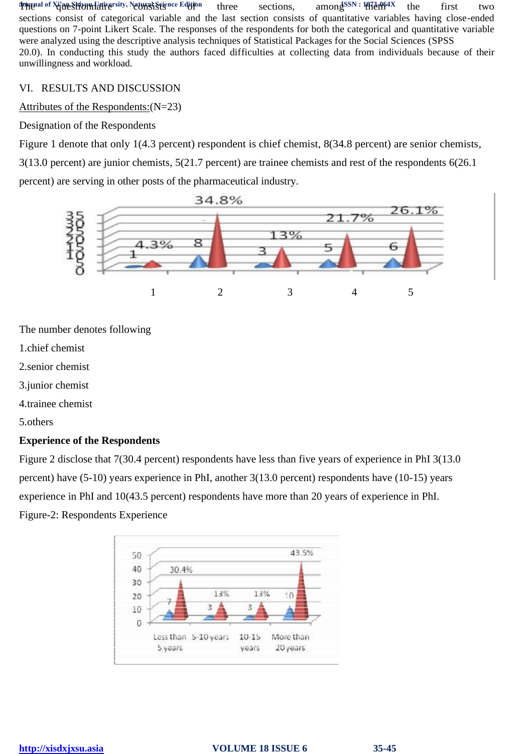The questionnaire consists of three sections, among them the first two sections consist of categorical variable and the last section consists of quantitative variables having close-ended questions on 7-point Likert Scale. The responses of the respondents for both the categorical and quantitative variable were analyzed using the descriptive analysis techniques of Statistical Packages for the Social Sciences (SPSS 20.0). In conducting this study the authors faced difficulties at collecting data from individuals because of their unwillingness and workload.

## VI. RESULTS AND DISCUSSION

Attributes of the Respondents:(N=23)

Designation of the Respondents

Figure 1 denote that only 1(4.3 percent) respondent is chief chemist, 8(34.8 percent) are senior chemists, 3(13.0 percent) are junior chemists, 5(21.7 percent) are trainee chemists and rest of the respondents 6(26.1 percent) are serving in other posts of the pharmaceutical industry.

The number denotes following

1.chief chemist

2.senior chemist

3.junior chemist

4.trainee chemist

5.others

**Experience of the Respondents**

Figure 2 disclose that 7(30.4 percent) respondents have less than five years of experience in PhI 3(13.0 percent) have (5-10) years experience in PhI, another 3(13.0 percent) respondents have (10-15) years experience in PhI and 10(43.5 percent) respondents have more than 20 years of experience in PhI.

Figure-2: Respondents Experience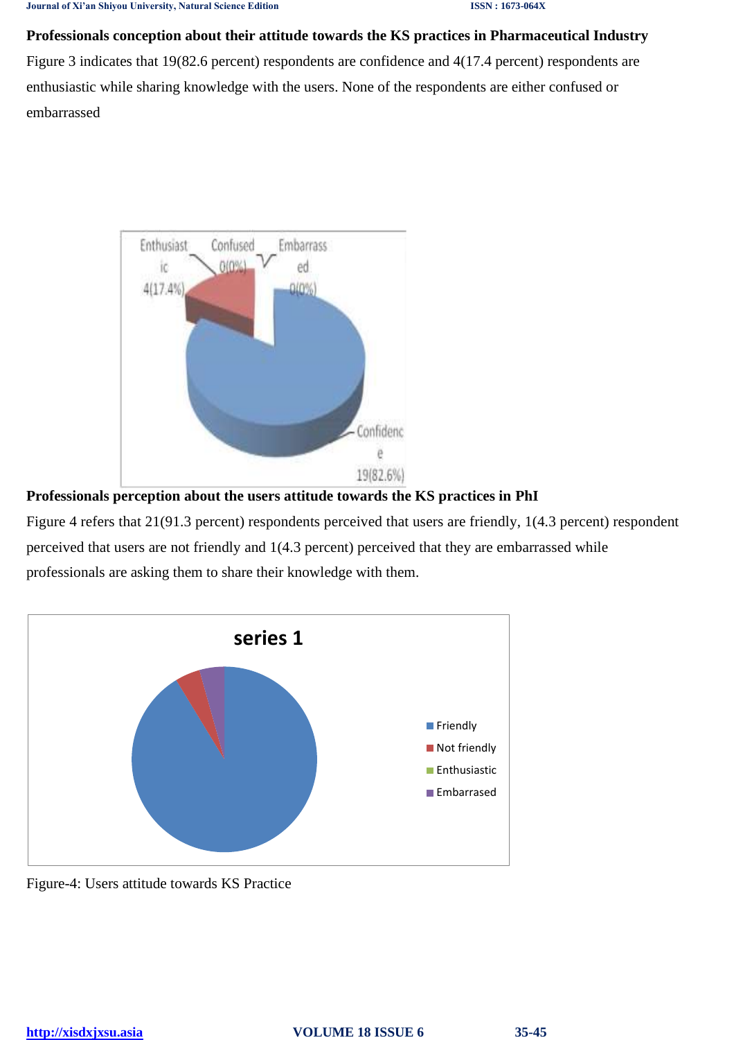**Professionals conception about their attitude towards the KS practices in Pharmaceutical Industry**

Figure 3 indicates that 19(82.6 percent) respondents are confidence and 4(17.4 percent) respondents are enthusiastic while sharing knowledge with the users. None of the respondents are either confused or embarrassed

**Professionals perception about the users attitude towards the KS practices in PhI**

Figure 4 refers that 21(91.3 percent) respondents perceived that users are friendly, 1(4.3 percent) respondent perceived that users are not friendly and 1(4.3 percent) perceived that they are embarrassed while professionals are asking them to share their knowledge with them.

Figure-4: Users attitude towards KS Practice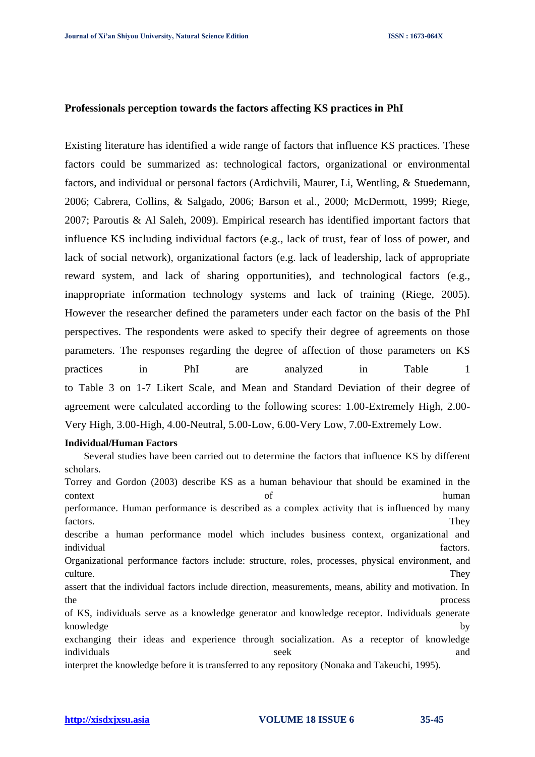**Professionals perception towards the factors affecting KS practices in PhI**

Existing literature has identified a wide range of factors that influence KS practices. These factors could be summarized as: technological factors, organizational or environmental factors, and individual or personal factors (Ardichvili, Maurer, Li, Wentling, & Stuedemann, 2006; Cabrera, Collins, & Salgado, 2006; Barson et al., 2000; McDermott, 1999; Riege, 2007; Paroutis & Al Saleh, 2009). Empirical research has identified important factors that influence KS including individual factors (e.g., lack of trust, fear of loss of power, and lack of social network), organizational factors (e.g. lack of leadership, lack of appropriate reward system, and lack of sharing opportunities), and technological factors (e.g., inappropriate information technology systems and lack of training (Riege, 2005). However the researcher defined the parameters under each factor on the basis of the PhI perspectives. The respondents were asked to specify their degree of agreements on those parameters. The responses regarding the degree of affection of those parameters on KS practices in PhI are analyzed in Table 1 to Table 3 on 1-7 Likert Scale, and Mean and Standard Deviation of their degree of agreement were calculated according to the following scores: 1.00-Extremely High, 2.00-Very High, 3.00-High, 4.00-Neutral, 5.00-Low, 6.00-Very Low, 7.00-Extremely Low.

**Individual/Human Factors**

Several studies have been carried out to determine the factors that influence KS by different scholars.

Torrey and Gordon (2003) describe KS as a human behaviour that should be examined in the context of human performance. Human performance is described as a complex activity that is influenced by many factors. They describe a human performance model which includes business context, organizational and individual factors. Organizational performance factors include: structure, roles, processes, physical environment, and culture. They assert that the individual factors include direction, measurements, means, ability and motivation. In the process of KS, individuals serve as a knowledge generator and knowledge receptor. Individuals generate knowledge by exchanging their ideas and experience through socialization. As a receptor of knowledge individuals seek and interpret the knowledge before it is transferred to any repository (Nonaka and Takeuchi, 1995).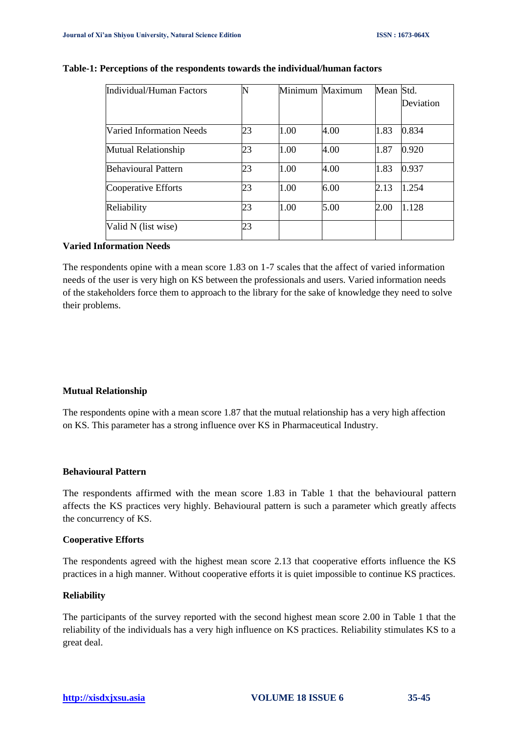**Table-1: Perceptions of the respondents towards the individual/human factors**

| Individual/Human Factors | N | Minimum | Maximum | Mean | Std. Deviation |
|---|---|---|---|---|---|
| Varied Information Needs | 23 | 1.00 | 4.00 | 1.83 | 0.834 |
| Mutual Relationship | 23 | 1.00 | 4.00 | 1.87 | 0.920 |
| Behavioural Pattern | 23 | 1.00 | 4.00 | 1.83 | 0.937 |
| Cooperative Efforts | 23 | 1.00 | 6.00 | 2.13 | 1.254 |
| Reliability | 23 | 1.00 | 5.00 | 2.00 | 1.128 |
| Valid N (list wise) | 23 | | | | |

**Varied Information Needs**

The respondents opine with a mean score 1.83 on 1-7 scales that the affect of varied information needs of the user is very high on KS between the professionals and users. Varied information needs of the stakeholders force them to approach to the library for the sake of knowledge they need to solve their problems.

**Mutual Relationship**

The respondents opine with a mean score 1.87 that the mutual relationship has a very high affection on KS. This parameter has a strong influence over KS in Pharmaceutical Industry.

**Behavioural Pattern**

The respondents affirmed with the mean score 1.83 in Table 1 that the behavioural pattern affects the KS practices very highly. Behavioural pattern is such a parameter which greatly affects the concurrency of KS.

**Cooperative Efforts**

The respondents agreed with the highest mean score 2.13 that cooperative efforts influence the KS practices in a high manner. Without cooperative efforts it is quiet impossible to continue KS practices.

**Reliability**

The participants of the survey reported with the second highest mean score 2.00 in Table 1 that the reliability of the individuals has a very high influence on KS practices. Reliability stimulates KS to a great deal.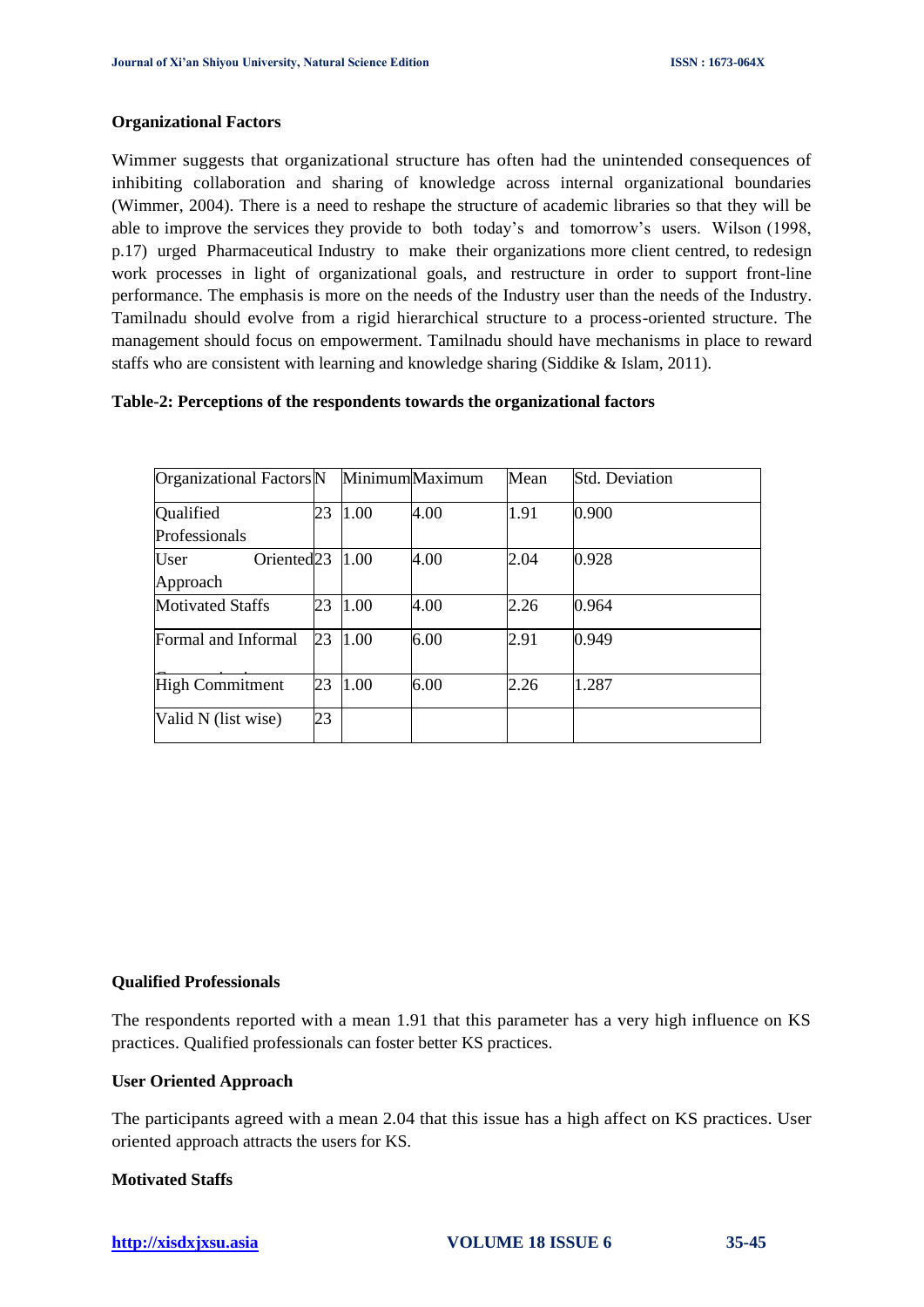### Organizational Factors

Wimmer suggests that organizational structure has often had the unintended consequences of inhibiting collaboration and sharing of knowledge across internal organizational boundaries (Wimmer, 2004). There is a need to reshape the structure of academic libraries so that they will be able to improve the services they provide to both today's and tomorrow's users. Wilson (1998, p.17) urged Pharmaceutical Industry to make their organizations more client centred, to redesign work processes in light of organizational goals, and restructure in order to support front-line performance. The emphasis is more on the needs of the Industry user than the needs of the Industry. Tamilnadu should evolve from a rigid hierarchical structure to a process-oriented structure. The management should focus on empowerment. Tamilnadu should have mechanisms in place to reward staffs who are consistent with learning and knowledge sharing (Siddike & Islam, 2011).

**Table-2: Perceptions of the respondents towards the organizational factors**

| Organizational Factors | N | Minimum | Maximum | Mean | Std. Deviation |
|---|---|---|---|---|---|
| Qualified Professionals | 23 | 1.00 | 4.00 | 1.91 | 0.900 |
| User Oriented Approach | 23 | 1.00 | 4.00 | 2.04 | 0.928 |
| Motivated Staffs | 23 | 1.00 | 4.00 | 2.26 | 0.964 |
| Formal and Informal | 23 | 1.00 | 6.00 | 2.91 | 0.949 |
| High Commitment | 23 | 1.00 | 6.00 | 2.26 | 1.287 |
| Valid N (list wise) | 23 | | | | |

### Qualified Professionals

The respondents reported with a mean 1.91 that this parameter has a very high influence on KS practices. Qualified professionals can foster better KS practices.

### User Oriented Approach

The participants agreed with a mean 2.04 that this issue has a high affect on KS practices. User oriented approach attracts the users for KS.

### Motivated Staffs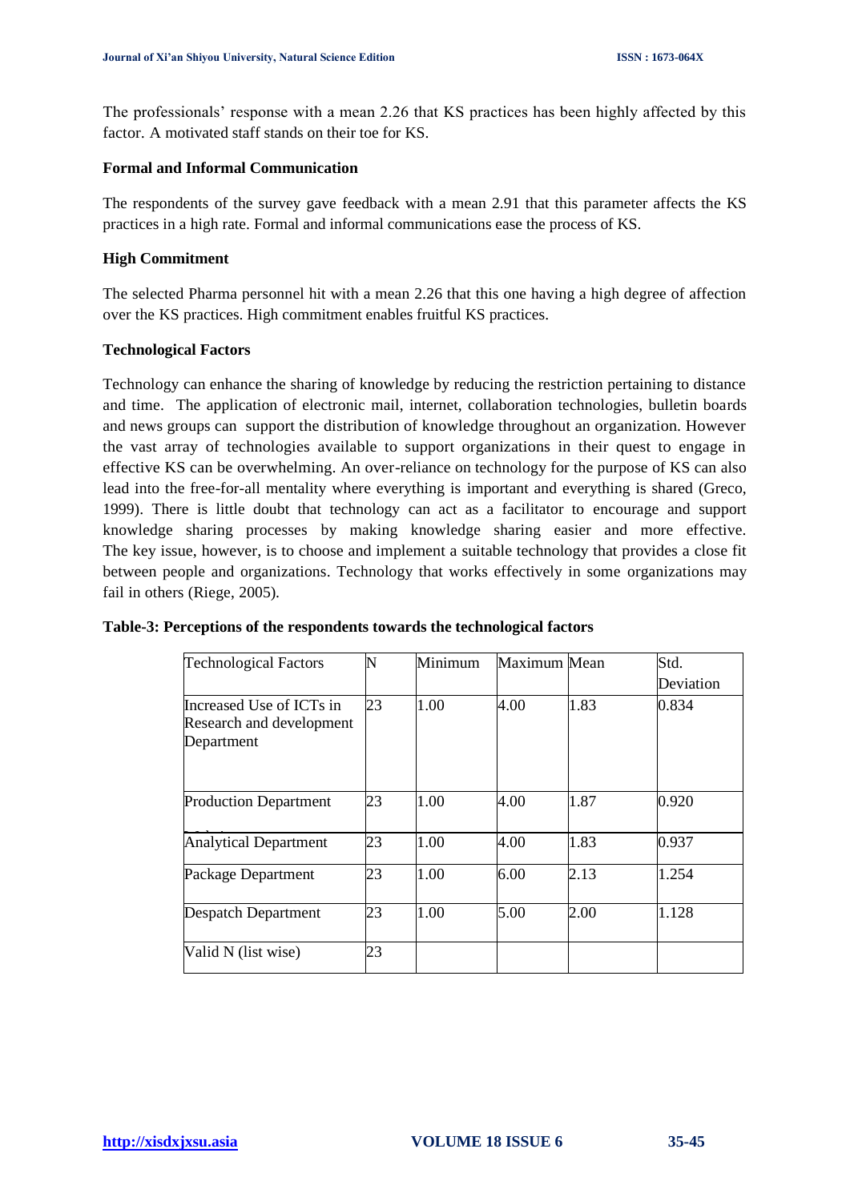The professionals' response with a mean 2.26 that KS practices has been highly affected by this factor. A motivated staff stands on their toe for KS.

**Formal and Informal Communication**

The respondents of the survey gave feedback with a mean 2.91 that this parameter affects the KS practices in a high rate. Formal and informal communications ease the process of KS.

**High Commitment**

The selected Pharma personnel hit with a mean 2.26 that this one having a high degree of affection over the KS practices. High commitment enables fruitful KS practices.

**Technological Factors**

Technology can enhance the sharing of knowledge by reducing the restriction pertaining to distance and time. The application of electronic mail, internet, collaboration technologies, bulletin boards and news groups can support the distribution of knowledge throughout an organization. However the vast array of technologies available to support organizations in their quest to engage in effective KS can be overwhelming. An over-reliance on technology for the purpose of KS can also lead into the free-for-all mentality where everything is important and everything is shared (Greco, 1999). There is little doubt that technology can act as a facilitator to encourage and support knowledge sharing processes by making knowledge sharing easier and more effective. The key issue, however, is to choose and implement a suitable technology that provides a close fit between people and organizations. Technology that works effectively in some organizations may fail in others (Riege, 2005).

**Table-3: Perceptions of the respondents towards the technological factors**

| Technological Factors | N | Minimum | Maximum | Mean | Std. Deviation |
|---|---|---|---|---|---|
| Increased Use of ICTs in Research and development Department | 23 | 1.00 | 4.00 | 1.83 | 0.834 |
| Production Department | 23 | 1.00 | 4.00 | 1.87 | 0.920 |
| Analytical Department | 23 | 1.00 | 4.00 | 1.83 | 0.937 |
| Package Department | 23 | 1.00 | 6.00 | 2.13 | 1.254 |
| Despatch Department | 23 | 1.00 | 5.00 | 2.00 | 1.128 |
| Valid N (list wise) | 23 | | | | |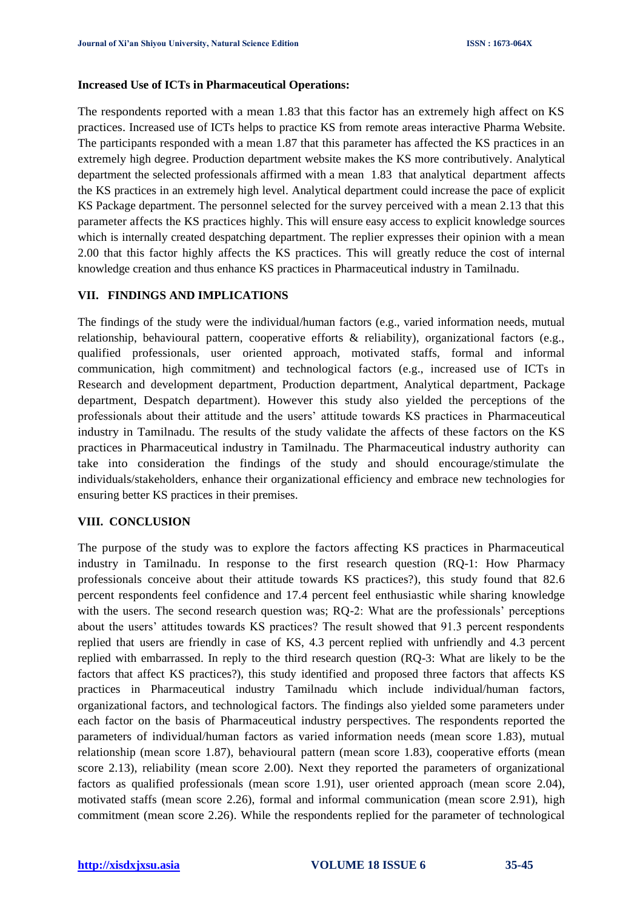**Increased Use of ICTs in Pharmaceutical Operations:**

The respondents reported with a mean 1.83 that this factor has an extremely high affect on KS practices. Increased use of ICTs helps to practice KS from remote areas interactive Pharma Website. The participants responded with a mean 1.87 that this parameter has affected the KS practices in an extremely high degree. Production department website makes the KS more contributively. Analytical department the selected professionals affirmed with a mean 1.83 that analytical department affects the KS practices in an extremely high level. Analytical department could increase the pace of explicit KS Package department. The personnel selected for the survey perceived with a mean 2.13 that this parameter affects the KS practices highly. This will ensure easy access to explicit knowledge sources which is internally created despatching department. The replier expresses their opinion with a mean 2.00 that this factor highly affects the KS practices. This will greatly reduce the cost of internal knowledge creation and thus enhance KS practices in Pharmaceutical industry in Tamilnadu.

## VII. FINDINGS AND IMPLICATIONS

The findings of the study were the individual/human factors (e.g., varied information needs, mutual relationship, behavioural pattern, cooperative efforts & reliability), organizational factors (e.g., qualified professionals, user oriented approach, motivated staffs, formal and informal communication, high commitment) and technological factors (e.g., increased use of ICTs in Research and development department, Production department, Analytical department, Package department, Despatch department). However this study also yielded the perceptions of the professionals about their attitude and the users' attitude towards KS practices in Pharmaceutical industry in Tamilnadu. The results of the study validate the affects of these factors on the KS practices in Pharmaceutical industry in Tamilnadu. The Pharmaceutical industry authority can take into consideration the findings of the study and should encourage/stimulate the individuals/stakeholders, enhance their organizational efficiency and embrace new technologies for ensuring better KS practices in their premises.

## VIII. CONCLUSION

The purpose of the study was to explore the factors affecting KS practices in Pharmaceutical industry in Tamilnadu. In response to the first research question (RQ-1: How Pharmacy professionals conceive about their attitude towards KS practices?), this study found that 82.6 percent respondents feel confidence and 17.4 percent feel enthusiastic while sharing knowledge with the users. The second research question was; RQ-2: What are the professionals' perceptions about the users' attitudes towards KS practices? The result showed that 91.3 percent respondents replied that users are friendly in case of KS, 4.3 percent replied with unfriendly and 4.3 percent replied with embarrassed. In reply to the third research question (RQ-3: What are likely to be the factors that affect KS practices?), this study identified and proposed three factors that affects KS practices in Pharmaceutical industry Tamilnadu which include individual/human factors, organizational factors, and technological factors. The findings also yielded some parameters under each factor on the basis of Pharmaceutical industry perspectives. The respondents reported the parameters of individual/human factors as varied information needs (mean score 1.83), mutual relationship (mean score 1.87), behavioural pattern (mean score 1.83), cooperative efforts (mean score 2.13), reliability (mean score 2.00). Next they reported the parameters of organizational factors as qualified professionals (mean score 1.91), user oriented approach (mean score 2.04), motivated staffs (mean score 2.26), formal and informal communication (mean score 2.91), high commitment (mean score 2.26). While the respondents replied for the parameter of technological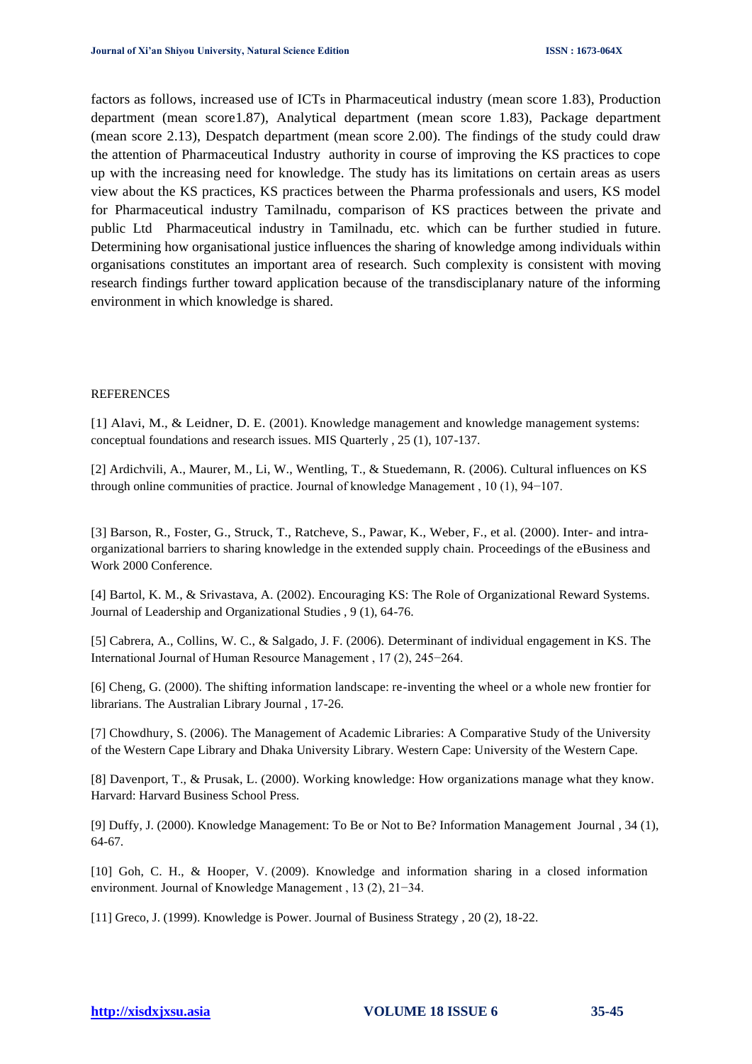factors as follows, increased use of ICTs in Pharmaceutical industry (mean score 1.83), Production department (mean score1.87), Analytical department (mean score 1.83), Package department (mean score 2.13), Despatch department (mean score 2.00). The findings of the study could draw the attention of Pharmaceutical Industry authority in course of improving the KS practices to cope up with the increasing need for knowledge. The study has its limitations on certain areas as users view about the KS practices, KS practices between the Pharma professionals and users, KS model for Pharmaceutical industry Tamilnadu, comparison of KS practices between the private and public Ltd Pharmaceutical industry in Tamilnadu, etc. which can be further studied in future. Determining how organisational justice influences the sharing of knowledge among individuals within organisations constitutes an important area of research. Such complexity is consistent with moving research findings further toward application because of the transdisciplanary nature of the informing environment in which knowledge is shared.

REFERENCES

[1] Alavi, M., & Leidner, D. E. (2001). Knowledge management and knowledge management systems: conceptual foundations and research issues. MIS Quarterly , 25 (1), 107-137.

[2] Ardichvili, A., Maurer, M., Li, W., Wentling, T., & Stuedemann, R. (2006). Cultural influences on KS through online communities of practice. Journal of knowledge Management , 10 (1), 94−107.

[3] Barson, R., Foster, G., Struck, T., Ratcheve, S., Pawar, K., Weber, F., et al. (2000). Inter- and intra-organizational barriers to sharing knowledge in the extended supply chain. Proceedings of the eBusiness and Work 2000 Conference.

[4] Bartol, K. M., & Srivastava, A. (2002). Encouraging KS: The Role of Organizational Reward Systems. Journal of Leadership and Organizational Studies , 9 (1), 64-76.

[5] Cabrera, A., Collins, W. C., & Salgado, J. F. (2006). Determinant of individual engagement in KS. The International Journal of Human Resource Management , 17 (2), 245−264.

[6] Cheng, G. (2000). The shifting information landscape: re-inventing the wheel or a whole new frontier for librarians. The Australian Library Journal , 17-26.

[7] Chowdhury, S. (2006). The Management of Academic Libraries: A Comparative Study of the University of the Western Cape Library and Dhaka University Library. Western Cape: University of the Western Cape.

[8] Davenport, T., & Prusak, L. (2000). Working knowledge: How organizations manage what they know. Harvard: Harvard Business School Press.

[9] Duffy, J. (2000). Knowledge Management: To Be or Not to Be? Information Management Journal , 34 (1), 64-67.

[10] Goh, C. H., & Hooper, V. (2009). Knowledge and information sharing in a closed information environment. Journal of Knowledge Management , 13 (2), 21−34.

[11] Greco, J. (1999). Knowledge is Power. Journal of Business Strategy , 20 (2), 18-22.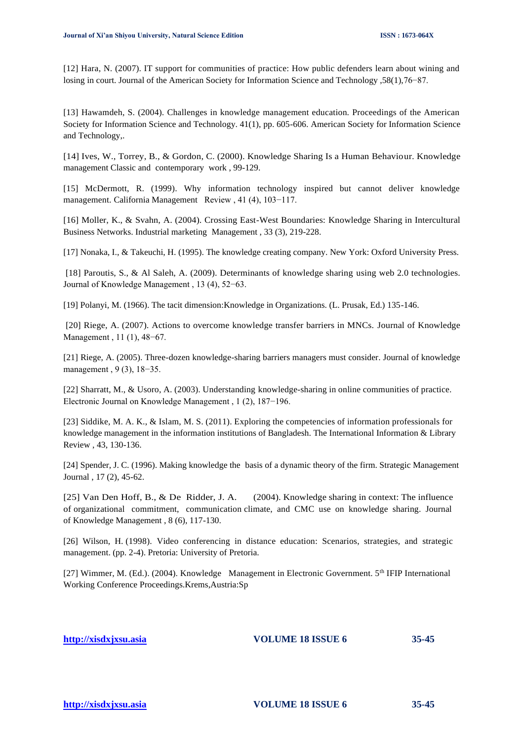[12] Hara, N. (2007). IT support for communities of practice: How public defenders learn about wining and losing in court. Journal of the American Society for Information Science and Technology ,58(1),76−87.

[13] Hawamdeh, S. (2004). Challenges in knowledge management education. Proceedings of the American Society for Information Science and Technology. 41(1), pp. 605-606. American Society for Information Science and Technology,.

[14] Ives, W., Torrey, B., & Gordon, C. (2000). Knowledge Sharing Is a Human Behaviour. Knowledge management Classic and contemporary work , 99-129.

[15] McDermott, R. (1999). Why information technology inspired but cannot deliver knowledge management. California Management Review , 41 (4), 103−117.

[16] Moller, K., & Svahn, A. (2004). Crossing East-West Boundaries: Knowledge Sharing in Intercultural Business Networks. Industrial marketing Management , 33 (3), 219-228.

[17] Nonaka, I., & Takeuchi, H. (1995). The knowledge creating company. New York: Oxford University Press.

[18] Paroutis, S., & Al Saleh, A. (2009). Determinants of knowledge sharing using web 2.0 technologies. Journal of Knowledge Management , 13 (4), 52−63.

[19] Polanyi, M. (1966). The tacit dimension:Knowledge in Organizations. (L. Prusak, Ed.) 135-146.

[20] Riege, A. (2007). Actions to overcome knowledge transfer barriers in MNCs. Journal of Knowledge Management , 11 (1), 48−67.

[21] Riege, A. (2005). Three-dozen knowledge-sharing barriers managers must consider. Journal of knowledge management , 9 (3), 18−35.

[22] Sharratt, M., & Usoro, A. (2003). Understanding knowledge-sharing in online communities of practice. Electronic Journal on Knowledge Management , 1 (2), 187−196.

[23] Siddike, M. A. K., & Islam, M. S. (2011). Exploring the competencies of information professionals for knowledge management in the information institutions of Bangladesh. The International Information & Library Review , 43, 130-136.

[24] Spender, J. C. (1996). Making knowledge the basis of a dynamic theory of the firm. Strategic Management Journal , 17 (2), 45-62.

[25] Van Den Hoff, B., & De Ridder, J. A. (2004). Knowledge sharing in context: The influence of organizational commitment, communication climate, and CMC use on knowledge sharing. Journal of Knowledge Management , 8 (6), 117-130.

[26] Wilson, H. (1998). Video conferencing in distance education: Scenarios, strategies, and strategic management. (pp. 2-4). Pretoria: University of Pretoria.

[27] Wimmer, M. (Ed.). (2004). Knowledge Management in Electronic Government. 5th IFIP International Working Conference Proceedings.Krems,Austria:Sp